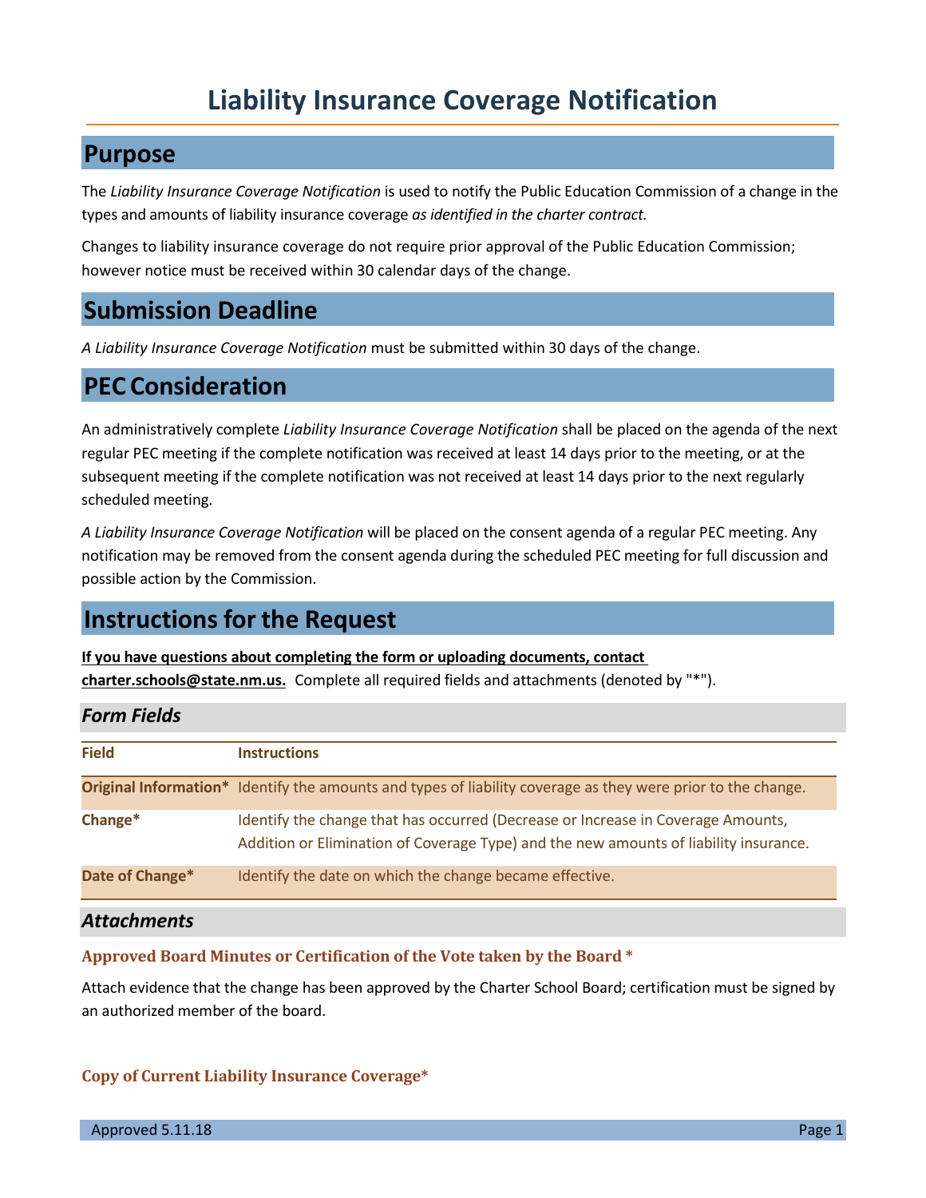# Liability Insurance Coverage Notification

## Purpose

The *Liability Insurance Coverage Notification* is used to notify the Public Education Commission of a change in the types and amounts of liability insurance coverage *as identified in the charter contract.*

Changes to liability insurance coverage do not require prior approval of the Public Education Commission; however notice must be received within 30 calendar days of the change.

## Submission Deadline

*A Liability Insurance Coverage Notification* must be submitted within 30 days of the change.

## PEC Consideration

An administratively complete *Liability Insurance Coverage Notification* shall be placed on the agenda of the next regular PEC meeting if the complete notification was received at least 14 days prior to the meeting, or at the subsequent meeting if the complete notification was not received at least 14 days prior to the next regularly scheduled meeting.

*A Liability Insurance Coverage Notification* will be placed on the consent agenda of a regular PEC meeting. Any notification may be removed from the consent agenda during the scheduled PEC meeting for full discussion and possible action by the Commission.

## Instructions for the Request

**If you have questions about completing the form or uploading documents, contact charter.schools@state.nm.us.** Complete all required fields and attachments (denoted by "*").

### *Form Fields*

| Field | Instructions |
|---|---|
| **Original Information*** | Identify the amounts and types of liability coverage as they were prior to the change. |
| **Change*** | Identify the change that has occurred (Decrease or Increase in Coverage Amounts, Addition or Elimination of Coverage Type) and the new amounts of liability insurance. |
| **Date of Change*** | Identify the date on which the change became effective. |

### *Attachments*

**Approved Board Minutes or Certification of the Vote taken by the Board ***

Attach evidence that the change has been approved by the Charter School Board; certification must be signed by an authorized member of the board.

**Copy of Current Liability Insurance Coverage***

Approved 5.11.18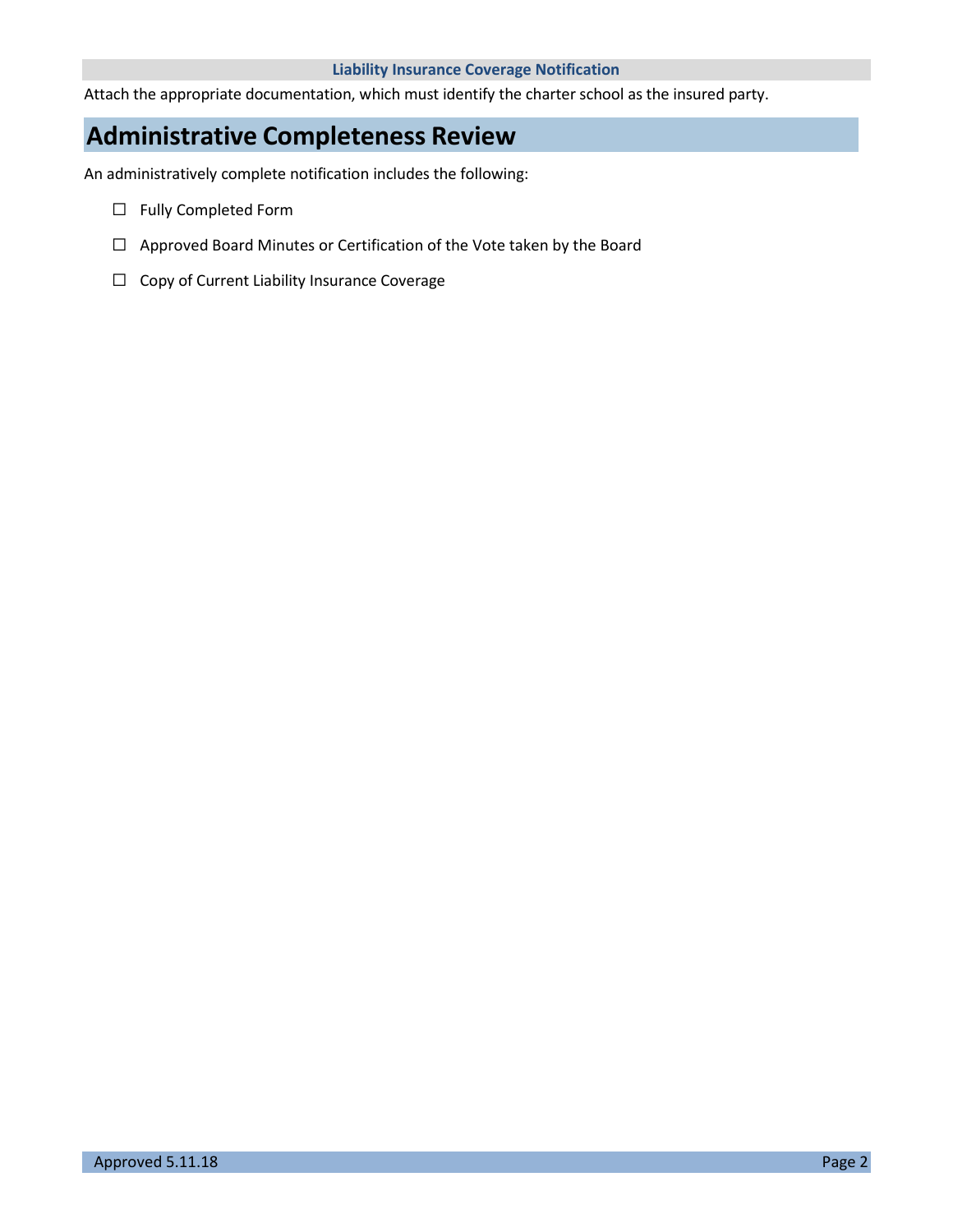### Liability Insurance Coverage Notification

Attach the appropriate documentation, which must identify the charter school as the insured party.

## Administrative Completeness Review

An administratively complete notification includes the following:

- ☐ Fully Completed Form
- ☐ Approved Board Minutes or Certification of the Vote taken by the Board
- ☐ Copy of Current Liability Insurance Coverage